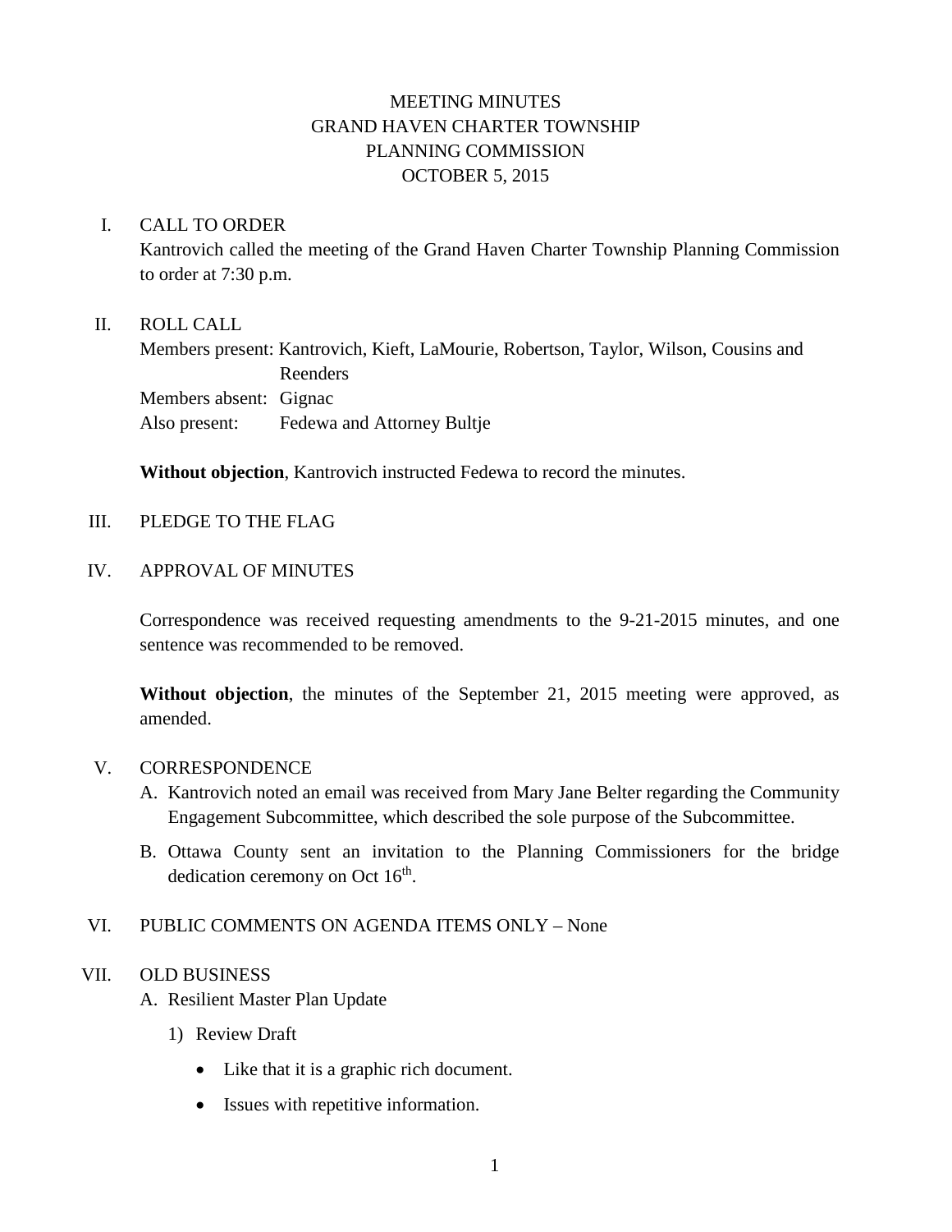# MEETING MINUTES
# GRAND HAVEN CHARTER TOWNSHIP
# PLANNING COMMISSION
# OCTOBER 5, 2015

I. CALL TO ORDER

Kantrovich called the meeting of the Grand Haven Charter Township Planning Commission to order at 7:30 p.m.

II. ROLL CALL

Members present: Kantrovich, Kieft, LaMourie, Robertson, Taylor, Wilson, Cousins and Reenders
Members absent: Gignac
Also present: Fedewa and Attorney Bultje

**Without objection**, Kantrovich instructed Fedewa to record the minutes.

III. PLEDGE TO THE FLAG

IV. APPROVAL OF MINUTES

Correspondence was received requesting amendments to the 9-21-2015 minutes, and one sentence was recommended to be removed.

**Without objection**, the minutes of the September 21, 2015 meeting were approved, as amended.

V. CORRESPONDENCE

A. Kantrovich noted an email was received from Mary Jane Belter regarding the Community Engagement Subcommittee, which described the sole purpose of the Subcommittee.

B. Ottawa County sent an invitation to the Planning Commissioners for the bridge dedication ceremony on Oct 16th.

VI. PUBLIC COMMENTS ON AGENDA ITEMS ONLY – None

VII. OLD BUSINESS

A. Resilient Master Plan Update

1) Review Draft

- Like that it is a graphic rich document.
- Issues with repetitive information.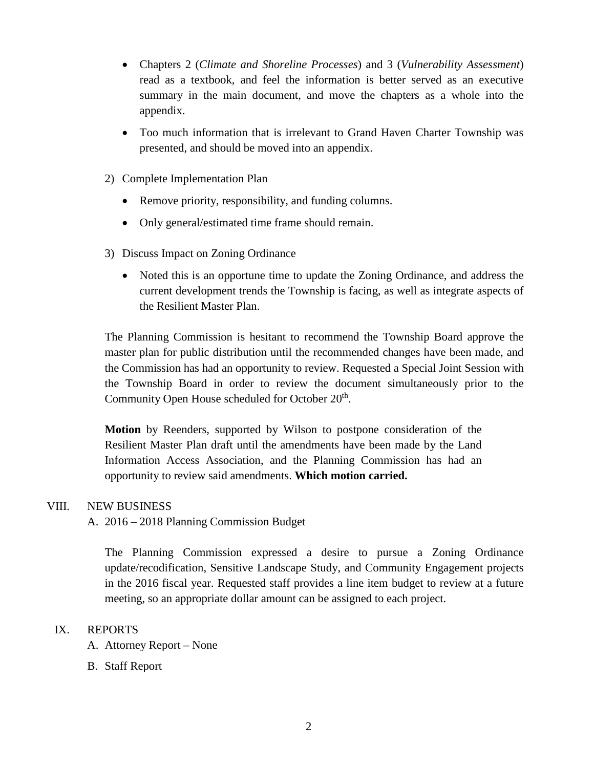- Chapters 2 (*Climate and Shoreline Processes*) and 3 (*Vulnerability Assessment*) read as a textbook, and feel the information is better served as an executive summary in the main document, and move the chapters as a whole into the appendix.
- Too much information that is irrelevant to Grand Haven Charter Township was presented, and should be moved into an appendix.

2) Complete Implementation Plan
   - Remove priority, responsibility, and funding columns.
   - Only general/estimated time frame should remain.

3) Discuss Impact on Zoning Ordinance
   - Noted this is an opportune time to update the Zoning Ordinance, and address the current development trends the Township is facing, as well as integrate aspects of the Resilient Master Plan.

The Planning Commission is hesitant to recommend the Township Board approve the master plan for public distribution until the recommended changes have been made, and the Commission has had an opportunity to review. Requested a Special Joint Session with the Township Board in order to review the document simultaneously prior to the Community Open House scheduled for October 20th.

**Motion** by Reenders, supported by Wilson to postpone consideration of the Resilient Master Plan draft until the amendments have been made by the Land Information Access Association, and the Planning Commission has had an opportunity to review said amendments. **Which motion carried.**

## VIII. NEW BUSINESS

A. 2016 – 2018 Planning Commission Budget

The Planning Commission expressed a desire to pursue a Zoning Ordinance update/recodification, Sensitive Landscape Study, and Community Engagement projects in the 2016 fiscal year. Requested staff provides a line item budget to review at a future meeting, so an appropriate dollar amount can be assigned to each project.

## IX. REPORTS

A. Attorney Report – None

B. Staff Report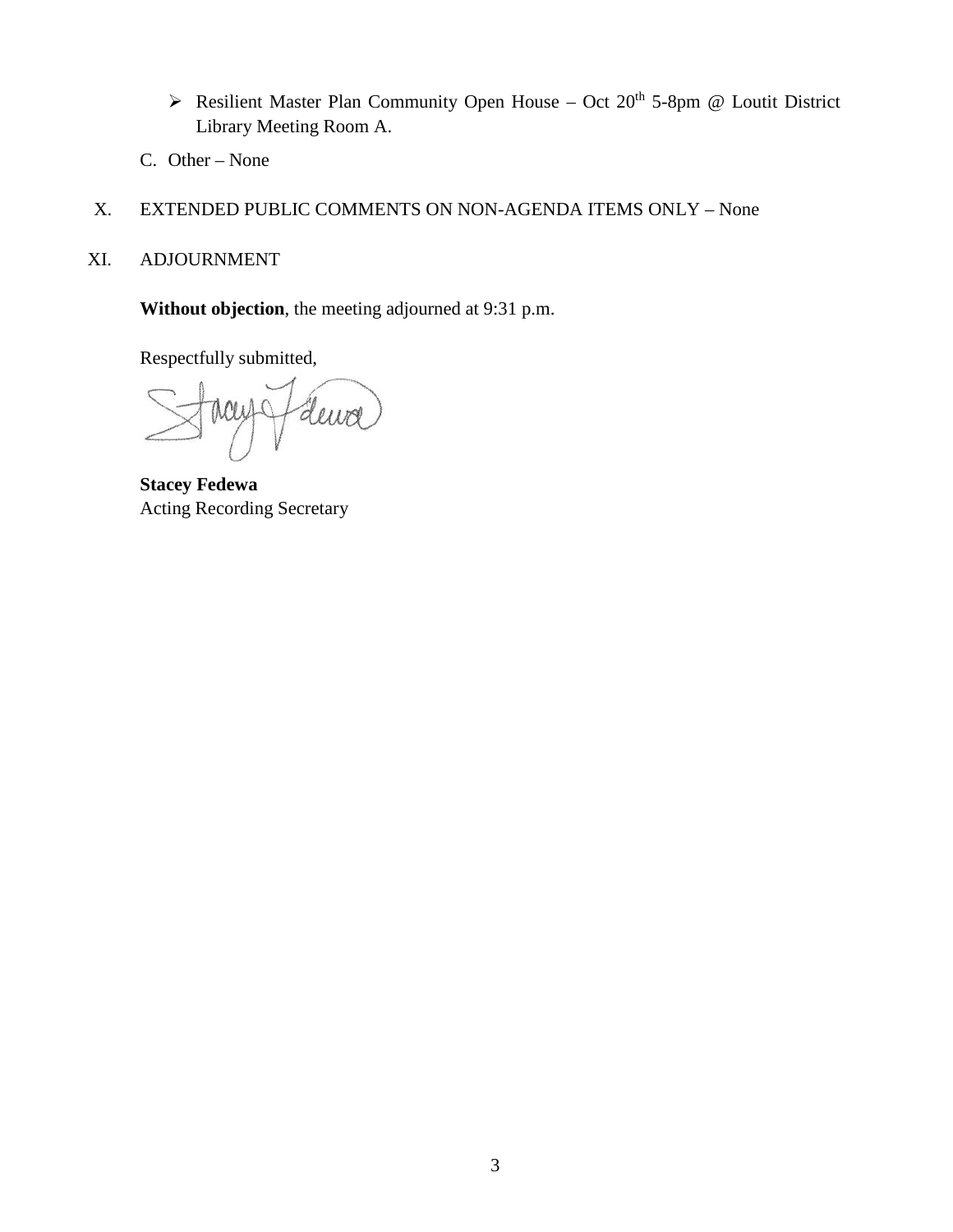- Resilient Master Plan Community Open House – Oct 20th 5-8pm @ Loutit District Library Meeting Room A.

C. Other – None

X. EXTENDED PUBLIC COMMENTS ON NON-AGENDA ITEMS ONLY – None

XI. ADJOURNMENT

**Without objection**, the meeting adjourned at 9:31 p.m.

Respectfully submitted,

**Stacey Fedewa**
Acting Recording Secretary